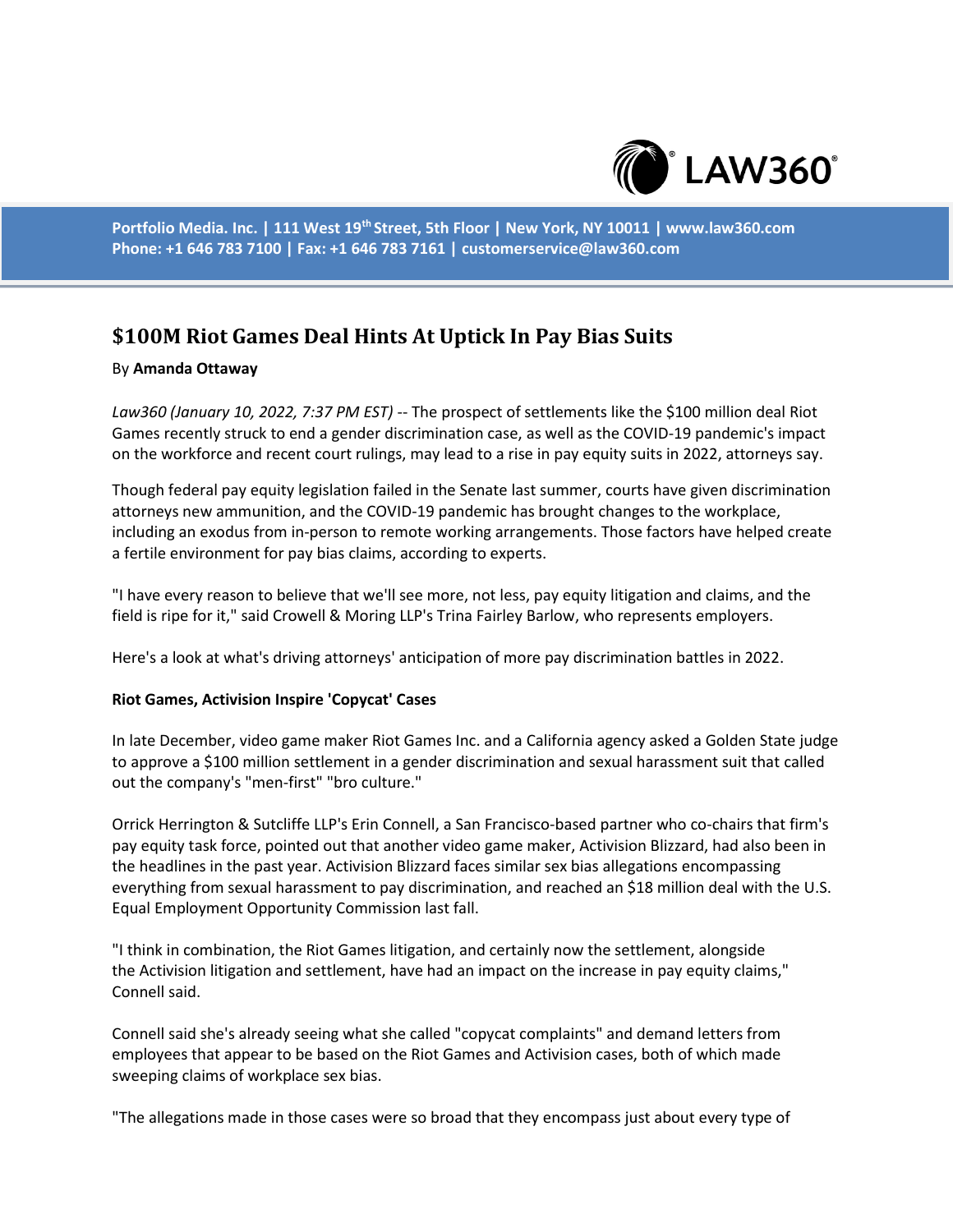# $100M Riot Games Deal Hints At Uptick In Pay Bias Suits

By **Amanda Ottaway**

*Law360 (January 10, 2022, 7:37 PM EST)* -- The prospect of settlements like the $100 million deal Riot Games recently struck to end a gender discrimination case, as well as the COVID-19 pandemic's impact on the workforce and recent court rulings, may lead to a rise in pay equity suits in 2022, attorneys say.

Though federal pay equity legislation failed in the Senate last summer, courts have given discrimination attorneys new ammunition, and the COVID-19 pandemic has brought changes to the workplace, including an exodus from in-person to remote working arrangements. Those factors have helped create a fertile environment for pay bias claims, according to experts.

"I have every reason to believe that we'll see more, not less, pay equity litigation and claims, and the field is ripe for it," said Crowell & Moring LLP's Trina Fairley Barlow, who represents employers.

Here's a look at what's driving attorneys' anticipation of more pay discrimination battles in 2022.

**Riot Games, Activision Inspire 'Copycat' Cases**

In late December, video game maker Riot Games Inc. and a California agency asked a Golden State judge to approve a $100 million settlement in a gender discrimination and sexual harassment suit that called out the company's "men-first" "bro culture."

Orrick Herrington & Sutcliffe LLP's Erin Connell, a San Francisco-based partner who co-chairs that firm's pay equity task force, pointed out that another video game maker, Activision Blizzard, had also been in the headlines in the past year. Activision Blizzard faces similar sex bias allegations encompassing everything from sexual harassment to pay discrimination, and reached an $18 million deal with the U.S. Equal Employment Opportunity Commission last fall.

"I think in combination, the Riot Games litigation, and certainly now the settlement, alongside the Activision litigation and settlement, have had an impact on the increase in pay equity claims," Connell said.

Connell said she's already seeing what she called "copycat complaints" and demand letters from employees that appear to be based on the Riot Games and Activision cases, both of which made sweeping claims of workplace sex bias.

"The allegations made in those cases were so broad that they encompass just about every type of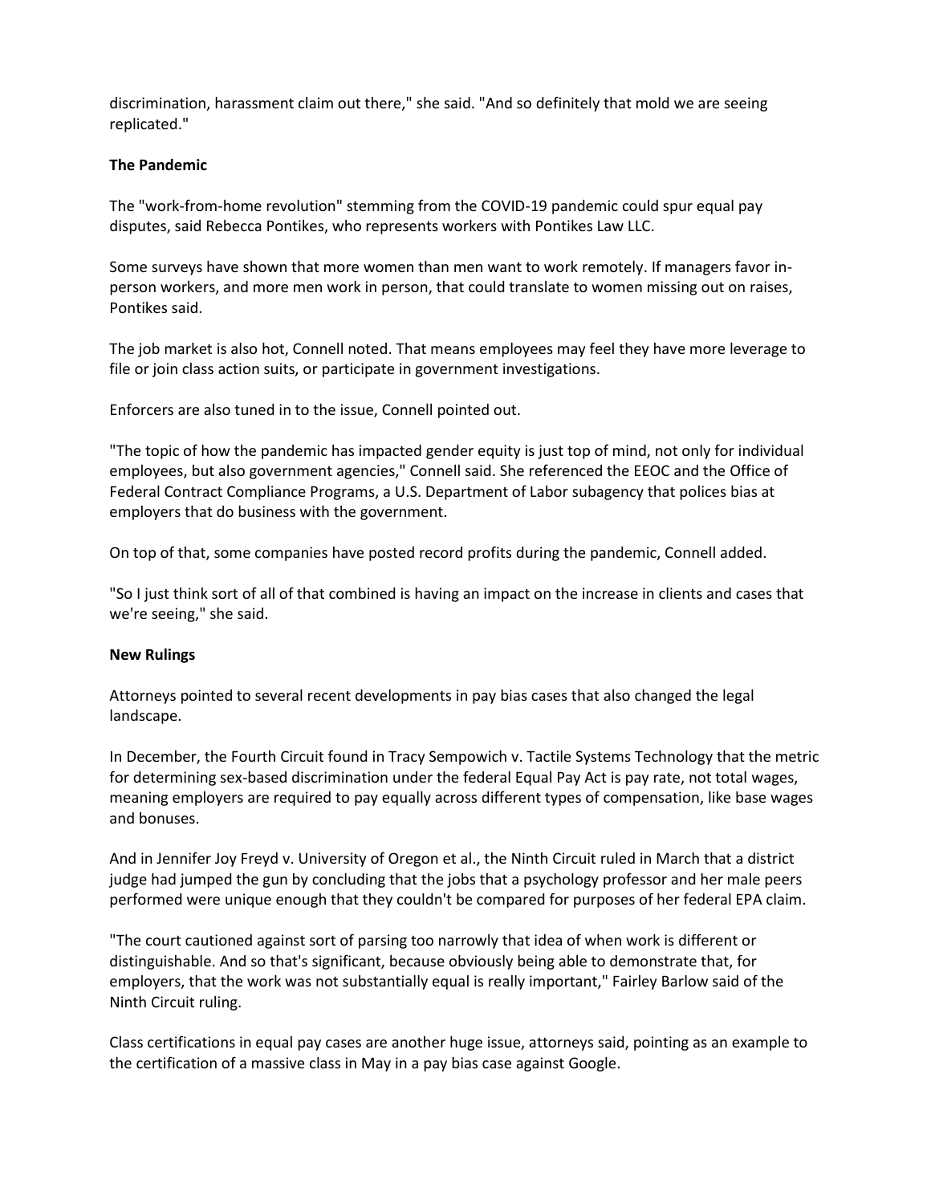discrimination, harassment claim out there," she said. "And so definitely that mold we are seeing replicated."

**The Pandemic**

The "work-from-home revolution" stemming from the COVID-19 pandemic could spur equal pay disputes, said Rebecca Pontikes, who represents workers with Pontikes Law LLC.

Some surveys have shown that more women than men want to work remotely. If managers favor in-person workers, and more men work in person, that could translate to women missing out on raises, Pontikes said.

The job market is also hot, Connell noted. That means employees may feel they have more leverage to file or join class action suits, or participate in government investigations.

Enforcers are also tuned in to the issue, Connell pointed out.

"The topic of how the pandemic has impacted gender equity is just top of mind, not only for individual employees, but also government agencies," Connell said. She referenced the EEOC and the Office of Federal Contract Compliance Programs, a U.S. Department of Labor subagency that polices bias at employers that do business with the government.

On top of that, some companies have posted record profits during the pandemic, Connell added.

"So I just think sort of all of that combined is having an impact on the increase in clients and cases that we're seeing," she said.

**New Rulings**

Attorneys pointed to several recent developments in pay bias cases that also changed the legal landscape.

In December, the Fourth Circuit found in Tracy Sempowich v. Tactile Systems Technology that the metric for determining sex-based discrimination under the federal Equal Pay Act is pay rate, not total wages, meaning employers are required to pay equally across different types of compensation, like base wages and bonuses.

And in Jennifer Joy Freyd v. University of Oregon et al., the Ninth Circuit ruled in March that a district judge had jumped the gun by concluding that the jobs that a psychology professor and her male peers performed were unique enough that they couldn't be compared for purposes of her federal EPA claim.

"The court cautioned against sort of parsing too narrowly that idea of when work is different or distinguishable. And so that's significant, because obviously being able to demonstrate that, for employers, that the work was not substantially equal is really important," Fairley Barlow said of the Ninth Circuit ruling.

Class certifications in equal pay cases are another huge issue, attorneys said, pointing as an example to the certification of a massive class in May in a pay bias case against Google.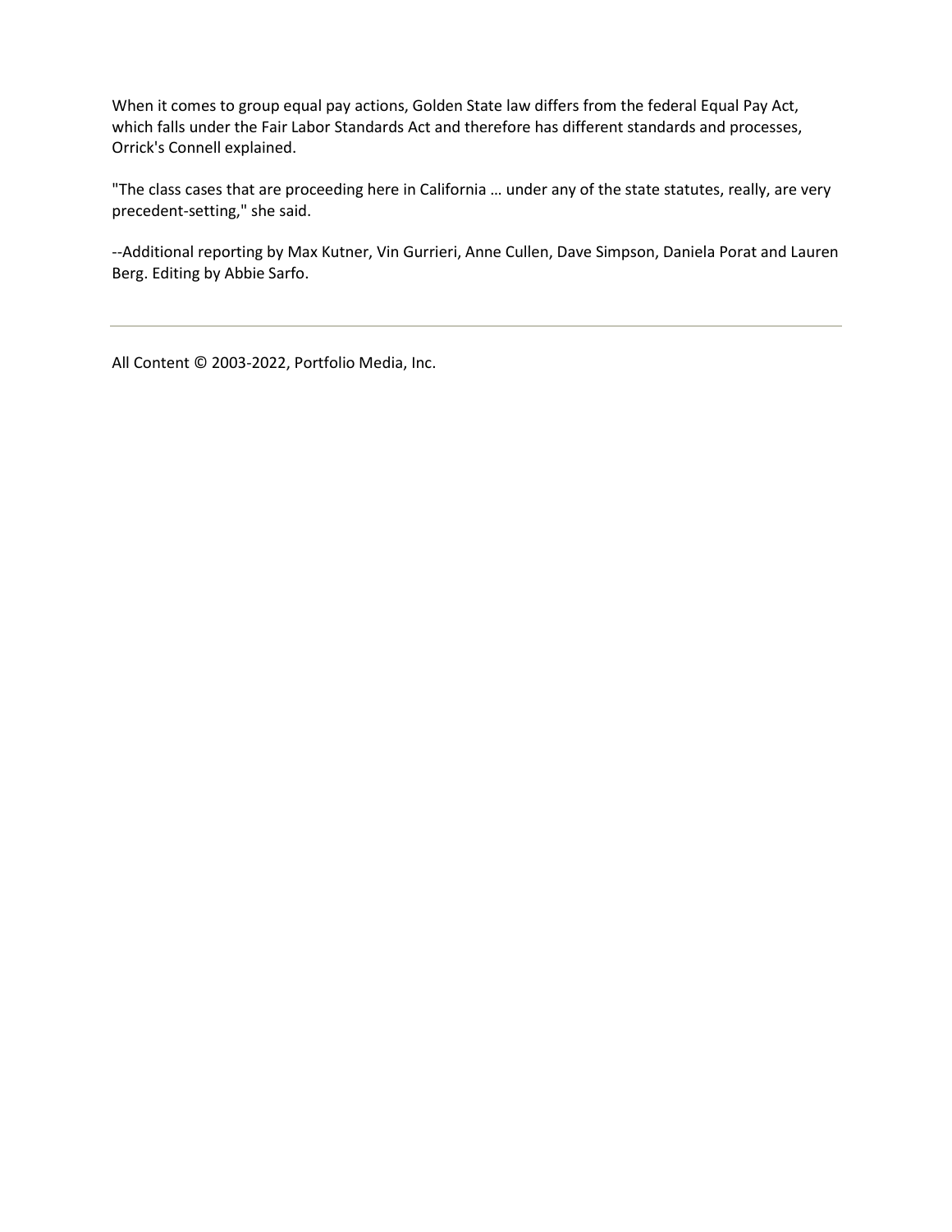When it comes to group equal pay actions, Golden State law differs from the federal Equal Pay Act, which falls under the Fair Labor Standards Act and therefore has different standards and processes, Orrick's Connell explained.

"The class cases that are proceeding here in California … under any of the state statutes, really, are very precedent-setting," she said.

--Additional reporting by Max Kutner, Vin Gurrieri, Anne Cullen, Dave Simpson, Daniela Porat and Lauren Berg. Editing by Abbie Sarfo.

---

All Content © 2003-2022, Portfolio Media, Inc.